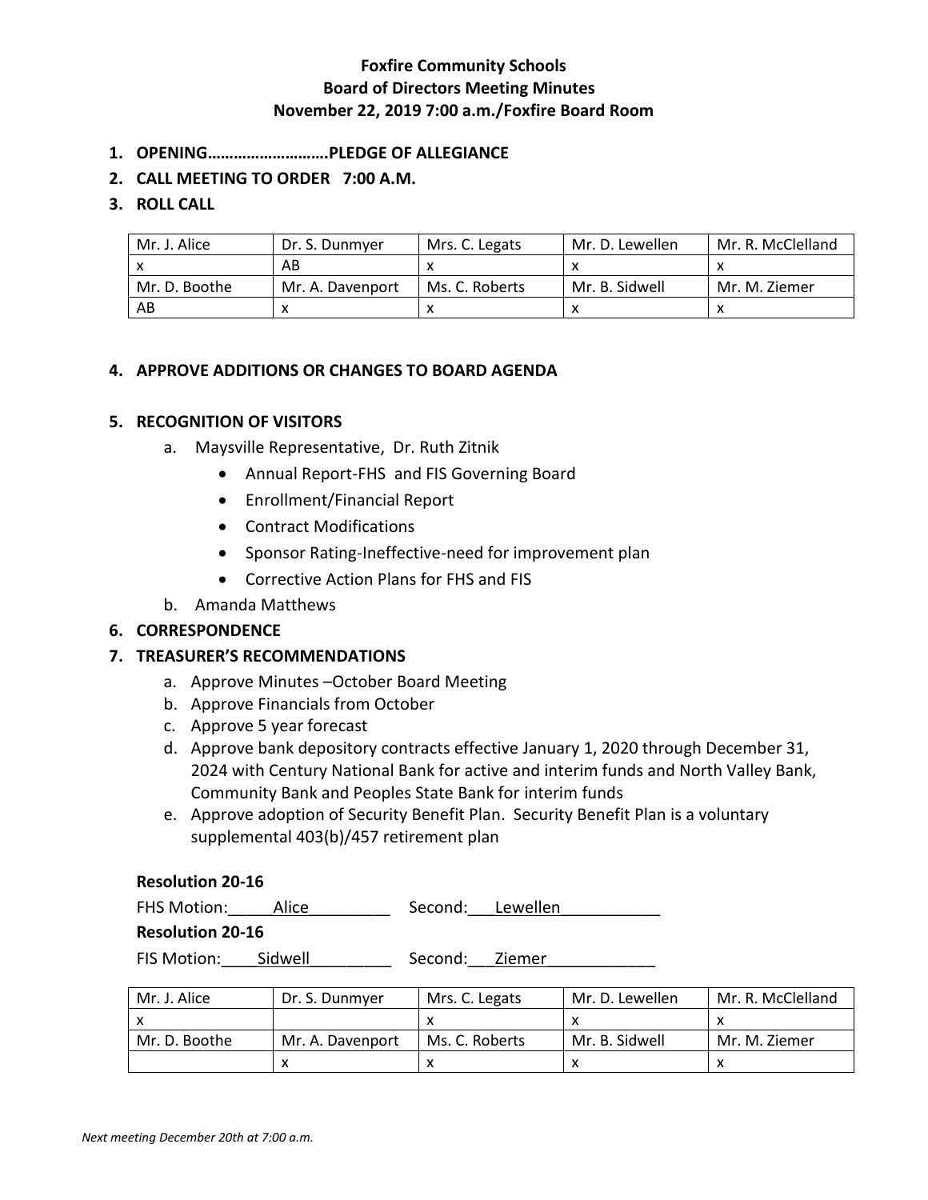**Foxfire Community Schools**
**Board of Directors Meeting Minutes**
**November 22, 2019 7:00 a.m./Foxfire Board Room**

1. **OPENING……………………….PLEDGE OF ALLEGIANCE**
2. **CALL MEETING TO ORDER 7:00 A.M.**
3. **ROLL CALL**

| Mr. J. Alice | Dr. S. Dunmyer | Mrs. C. Legats | Mr. D. Lewellen | Mr. R. McClelland |
|---|---|---|---|---|
| x | AB | x | x | x |
| Mr. D. Boothe | Mr. A. Davenport | Ms. C. Roberts | Mr. B. Sidwell | Mr. M. Ziemer |
| AB | x | x | x | x |

4. **APPROVE ADDITIONS OR CHANGES TO BOARD AGENDA**

5. **RECOGNITION OF VISITORS**
   a. Maysville Representative, Dr. Ruth Zitnik
      - Annual Report-FHS and FIS Governing Board
      - Enrollment/Financial Report
      - Contract Modifications
      - Sponsor Rating-Ineffective-need for improvement plan
      - Corrective Action Plans for FHS and FIS
   b. Amanda Matthews
6. **CORRESPONDENCE**
7. **TREASURER'S RECOMMENDATIONS**
   a. Approve Minutes –October Board Meeting
   b. Approve Financials from October
   c. Approve 5 year forecast
   d. Approve bank depository contracts effective January 1, 2020 through December 31, 2024 with Century National Bank for active and interim funds and North Valley Bank, Community Bank and Peoples State Bank for interim funds
   e. Approve adoption of Security Benefit Plan. Security Benefit Plan is a voluntary supplemental 403(b)/457 retirement plan

**Resolution 20-16**

FHS Motion: Alice Second: Lewellen

**Resolution 20-16**

FIS Motion: Sidwell Second: Ziemer

| Mr. J. Alice | Dr. S. Dunmyer | Mrs. C. Legats | Mr. D. Lewellen | Mr. R. McClelland |
|---|---|---|---|---|
| x | | x | x | x |
| Mr. D. Boothe | Mr. A. Davenport | Ms. C. Roberts | Mr. B. Sidwell | Mr. M. Ziemer |
| | x | x | x | x |

*Next meeting December 20th at 7:00 a.m.*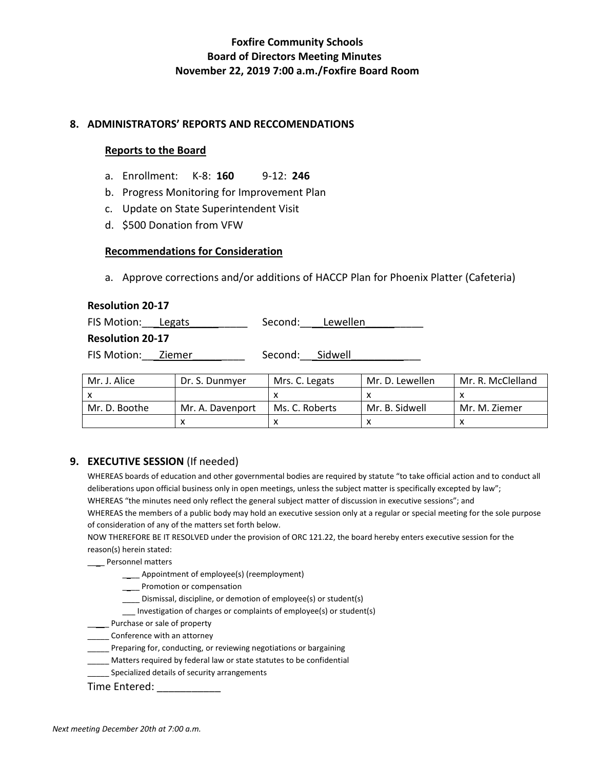**Foxfire Community Schools**
**Board of Directors Meeting Minutes**
**November 22, 2019 7:00 a.m./Foxfire Board Room**

## 8. ADMINISTRATORS' REPORTS AND RECCOMENDATIONS

### Reports to the Board

a. Enrollment: K-8: **160** 9-12: **246**
b. Progress Monitoring for Improvement Plan
c. Update on State Superintendent Visit
d. $500 Donation from VFW

### Recommendations for Consideration

a. Approve corrections and/or additions of HACCP Plan for Phoenix Platter (Cafeteria)

**Resolution 20-17**

FIS Motion: Legats Second: Lewellen

**Resolution 20-17**

FIS Motion: Ziemer Second: Sidwell

| Mr. J. Alice | Dr. S. Dunmyer | Mrs. C. Legats | Mr. D. Lewellen | Mr. R. McClelland |
|---|---|---|---|---|
| x | | x | x | x |
| Mr. D. Boothe | Mr. A. Davenport | Ms. C. Roberts | Mr. B. Sidwell | Mr. M. Ziemer |
| | x | x | x | x |

## 9. EXECUTIVE SESSION (If needed)

WHEREAS boards of education and other governmental bodies are required by statute "to take official action and to conduct all deliberations upon official business only in open meetings, unless the subject matter is specifically excepted by law";
WHEREAS "the minutes need only reflect the general subject matter of discussion in executive sessions"; and
WHEREAS the members of a public body may hold an executive session only at a regular or special meeting for the sole purpose of consideration of any of the matters set forth below.
NOW THEREFORE BE IT RESOLVED under the provision of ORC 121.22, the board hereby enters executive session for the reason(s) herein stated:

____ Personnel matters
- ____ Appointment of employee(s) (reemployment)
- ____ Promotion or compensation
- ____ Dismissal, discipline, or demotion of employee(s) or student(s)
- ___ Investigation of charges or complaints of employee(s) or student(s)

_____ Purchase or sale of property
_____ Conference with an attorney
_____ Preparing for, conducting, or reviewing negotiations or bargaining
_____ Matters required by federal law or state statutes to be confidential
_____ Specialized details of security arrangements

Time Entered: ___________

*Next meeting December 20th at 7:00 a.m.*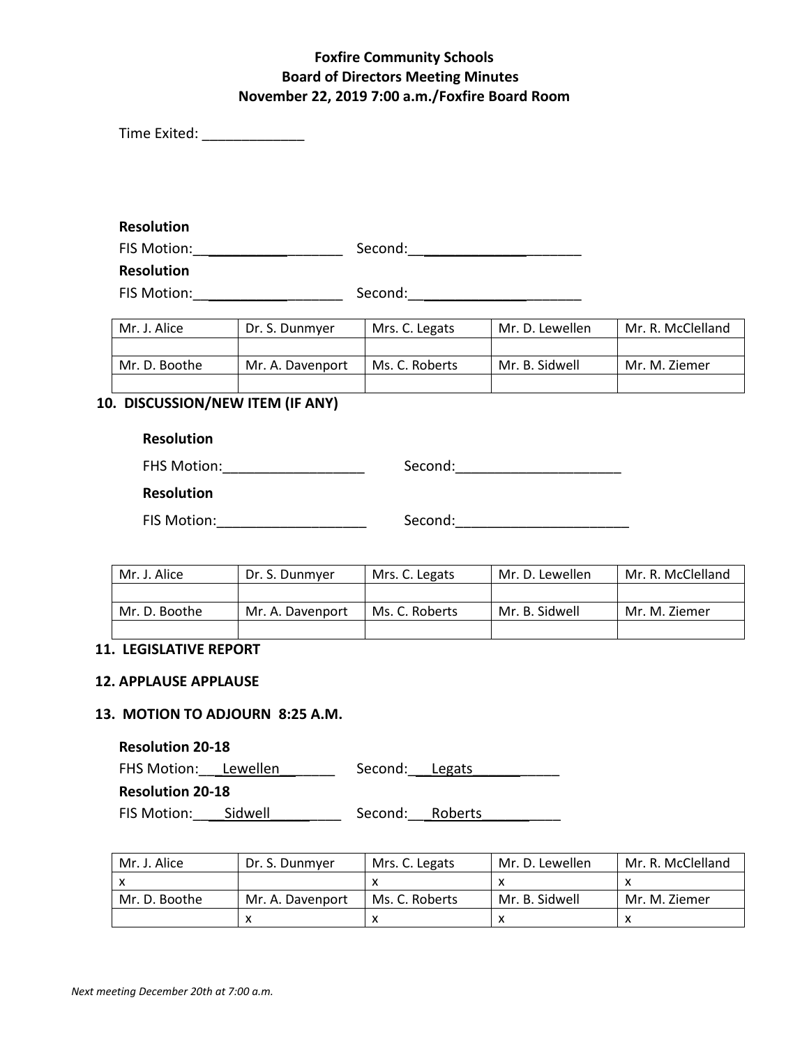## Foxfire Community Schools
## Board of Directors Meeting Minutes
## November 22, 2019 7:00 a.m./Foxfire Board Room

Time Exited: _____________

**Resolution**

FIS Motion:___________________ Second:_____________________

**Resolution**

FIS Motion:___________________ Second:_____________________

| | | | | |
|---|---|---|---|---|
| Mr. J. Alice | Dr. S. Dunmyer | Mrs. C. Legats | Mr. D. Lewellen | Mr. R. McClelland |
| | | | | |
| Mr. D. Boothe | Mr. A. Davenport | Ms. C. Roberts | Mr. B. Sidwell | Mr. M. Ziemer |
| | | | | |

**10. DISCUSSION/NEW ITEM (IF ANY)**

**Resolution**

FHS Motion:__________________ Second:_____________________

**Resolution**

FIS Motion:___________________ Second:______________________

| | | | | |
|---|---|---|---|---|
| Mr. J. Alice | Dr. S. Dunmyer | Mrs. C. Legats | Mr. D. Lewellen | Mr. R. McClelland |
| | | | | |
| Mr. D. Boothe | Mr. A. Davenport | Ms. C. Roberts | Mr. B. Sidwell | Mr. M. Ziemer |
| | | | | |

**11. LEGISLATIVE REPORT**

**12. APPLAUSE APPLAUSE**

**13. MOTION TO ADJOURN 8:25 A.M.**

**Resolution 20-18**

FHS Motion:___Lewellen______ Second:___Legats__________

**Resolution 20-18**

FIS Motion:____Sidwell_________ Second:___Roberts__________

| | | | | |
|---|---|---|---|---|
| Mr. J. Alice | Dr. S. Dunmyer | Mrs. C. Legats | Mr. D. Lewellen | Mr. R. McClelland |
| x | | x | x | x |
| Mr. D. Boothe | Mr. A. Davenport | Ms. C. Roberts | Mr. B. Sidwell | Mr. M. Ziemer |
| | x | x | x | x |

*Next meeting December 20th at 7:00 a.m.*